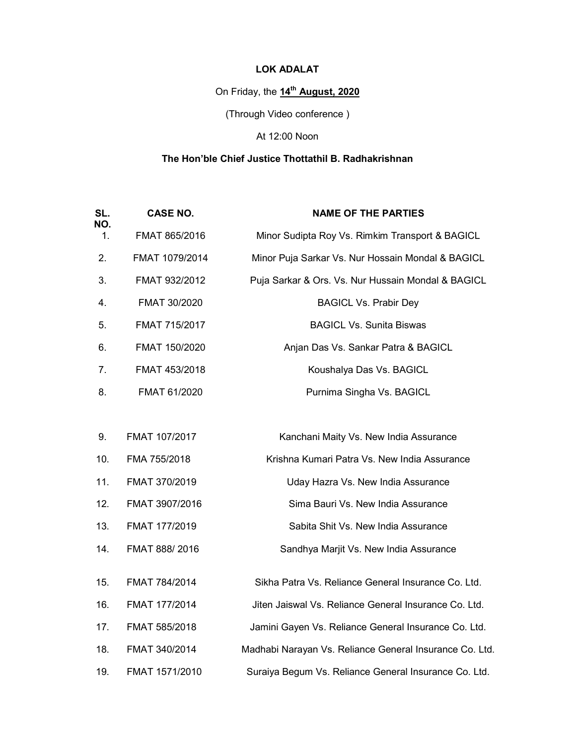**LOK ADALAT**

On Friday, the **14th August, 2020**

(Through Video conference )

At 12:00 Noon

**The Hon'ble Chief Justice Thottathil B. Radhakrishnan**

| SL. NO. | CASE NO. | NAME OF THE PARTIES |
|---|---|---|
| 1. | FMAT 865/2016 | Minor Sudipta Roy Vs. Rimkim Transport & BAGICL |
| 2. | FMAT 1079/2014 | Minor Puja Sarkar Vs. Nur Hossain Mondal & BAGICL |
| 3. | FMAT 932/2012 | Puja Sarkar & Ors. Vs. Nur Hussain Mondal & BAGICL |
| 4. | FMAT 30/2020 | BAGICL Vs. Prabir Dey |
| 5. | FMAT 715/2017 | BAGICL Vs. Sunita Biswas |
| 6. | FMAT 150/2020 | Anjan Das Vs. Sankar Patra & BAGICL |
| 7. | FMAT 453/2018 | Koushalya Das Vs. BAGICL |
| 8. | FMAT 61/2020 | Purnima Singha Vs. BAGICL |
| 9. | FMAT 107/2017 | Kanchani Maity Vs. New India Assurance |
| 10. | FMA 755/2018 | Krishna Kumari Patra Vs. New India Assurance |
| 11. | FMAT 370/2019 | Uday Hazra Vs. New India Assurance |
| 12. | FMAT 3907/2016 | Sima Bauri Vs. New India Assurance |
| 13. | FMAT 177/2019 | Sabita Shit Vs. New India Assurance |
| 14. | FMAT 888/ 2016 | Sandhya Marjit Vs. New India Assurance |
| 15. | FMAT 784/2014 | Sikha Patra Vs. Reliance General Insurance Co. Ltd. |
| 16. | FMAT 177/2014 | Jiten Jaiswal Vs. Reliance General Insurance Co. Ltd. |
| 17. | FMAT 585/2018 | Jamini Gayen Vs. Reliance General Insurance Co. Ltd. |
| 18. | FMAT 340/2014 | Madhabi Narayan Vs. Reliance General Insurance Co. Ltd. |
| 19. | FMAT 1571/2010 | Suraiya Begum Vs. Reliance General Insurance Co. Ltd. |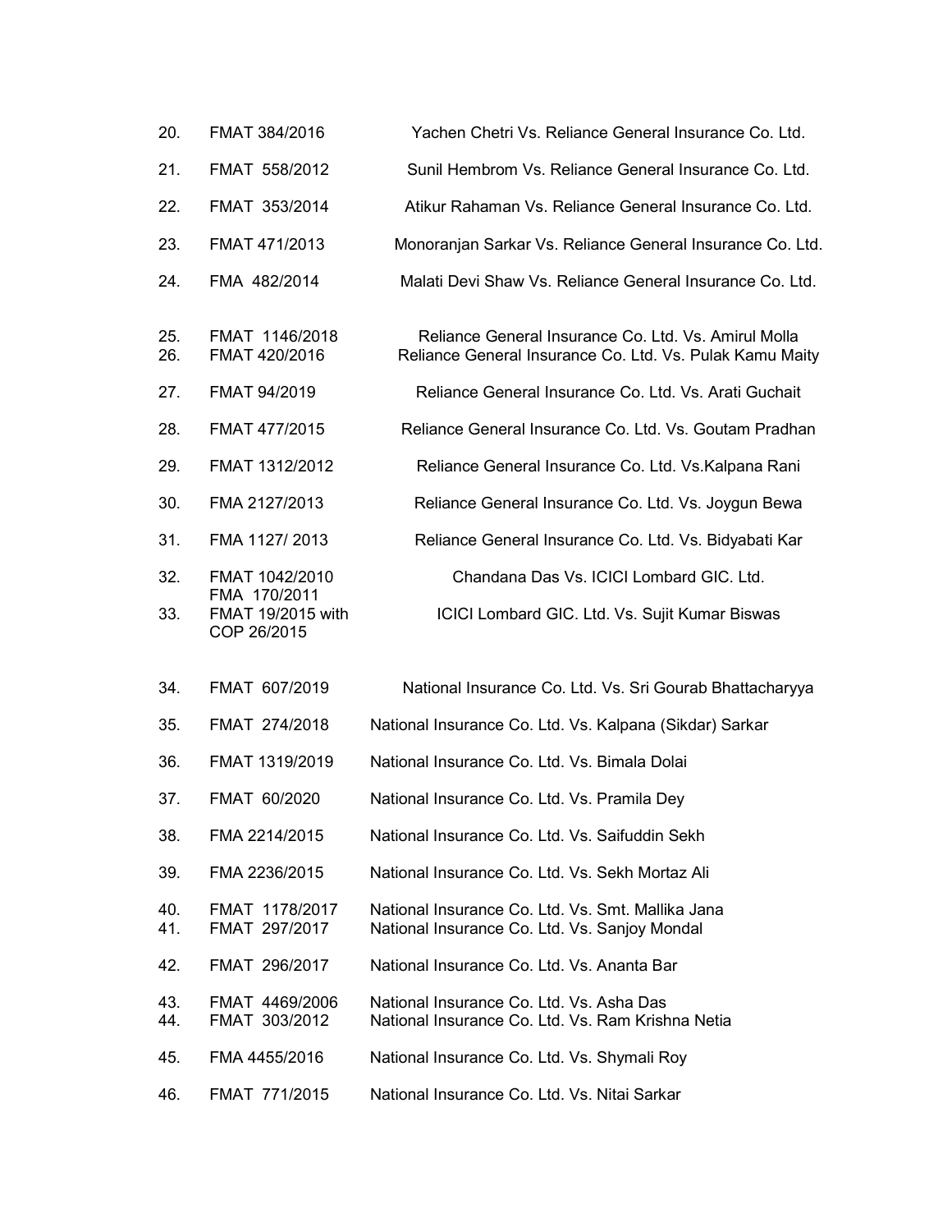| | | |
|---|---|---|
| 20. | FMAT 384/2016 | Yachen Chetri Vs. Reliance General Insurance Co. Ltd. |
| 21. | FMAT 558/2012 | Sunil Hembrom Vs. Reliance General Insurance Co. Ltd. |
| 22. | FMAT 353/2014 | Atikur Rahaman Vs. Reliance General Insurance Co. Ltd. |
| 23. | FMAT 471/2013 | Monoranjan Sarkar Vs. Reliance General Insurance Co. Ltd. |
| 24. | FMA 482/2014 | Malati Devi Shaw Vs. Reliance General Insurance Co. Ltd. |
| 25. | FMAT 1146/2018 | Reliance General Insurance Co. Ltd. Vs. Amirul Molla |
| 26. | FMAT 420/2016 | Reliance General Insurance Co. Ltd. Vs. Pulak Kamu Maity |
| 27. | FMAT 94/2019 | Reliance General Insurance Co. Ltd. Vs. Arati Guchait |
| 28. | FMAT 477/2015 | Reliance General Insurance Co. Ltd. Vs. Goutam Pradhan |
| 29. | FMAT 1312/2012 | Reliance General Insurance Co. Ltd. Vs.Kalpana Rani |
| 30. | FMA 2127/2013 | Reliance General Insurance Co. Ltd. Vs. Joygun Bewa |
| 31. | FMA 1127/ 2013 | Reliance General Insurance Co. Ltd. Vs. Bidyabati Kar |
| 32. | FMAT 1042/2010 | Chandana Das Vs. ICICI Lombard GIC. Ltd. |
| 33. | FMA 170/2011 FMAT 19/2015 with COP 26/2015 | ICICI Lombard GIC. Ltd. Vs. Sujit Kumar Biswas |
| 34. | FMAT 607/2019 | National Insurance Co. Ltd. Vs. Sri Gourab Bhattacharyya |
| 35. | FMAT 274/2018 | National Insurance Co. Ltd. Vs. Kalpana (Sikdar) Sarkar |
| 36. | FMAT 1319/2019 | National Insurance Co. Ltd. Vs. Bimala Dolai |
| 37. | FMAT 60/2020 | National Insurance Co. Ltd. Vs. Pramila Dey |
| 38. | FMA 2214/2015 | National Insurance Co. Ltd. Vs. Saifuddin Sekh |
| 39. | FMA 2236/2015 | National Insurance Co. Ltd. Vs. Sekh Mortaz Ali |
| 40. | FMAT 1178/2017 | National Insurance Co. Ltd. Vs. Smt. Mallika Jana |
| 41. | FMAT 297/2017 | National Insurance Co. Ltd. Vs. Sanjoy Mondal |
| 42. | FMAT 296/2017 | National Insurance Co. Ltd. Vs. Ananta Bar |
| 43. | FMAT 4469/2006 | National Insurance Co. Ltd. Vs. Asha Das |
| 44. | FMAT 303/2012 | National Insurance Co. Ltd. Vs. Ram Krishna Netia |
| 45. | FMA 4455/2016 | National Insurance Co. Ltd. Vs. Shymali Roy |
| 46. | FMAT 771/2015 | National Insurance Co. Ltd. Vs. Nitai Sarkar |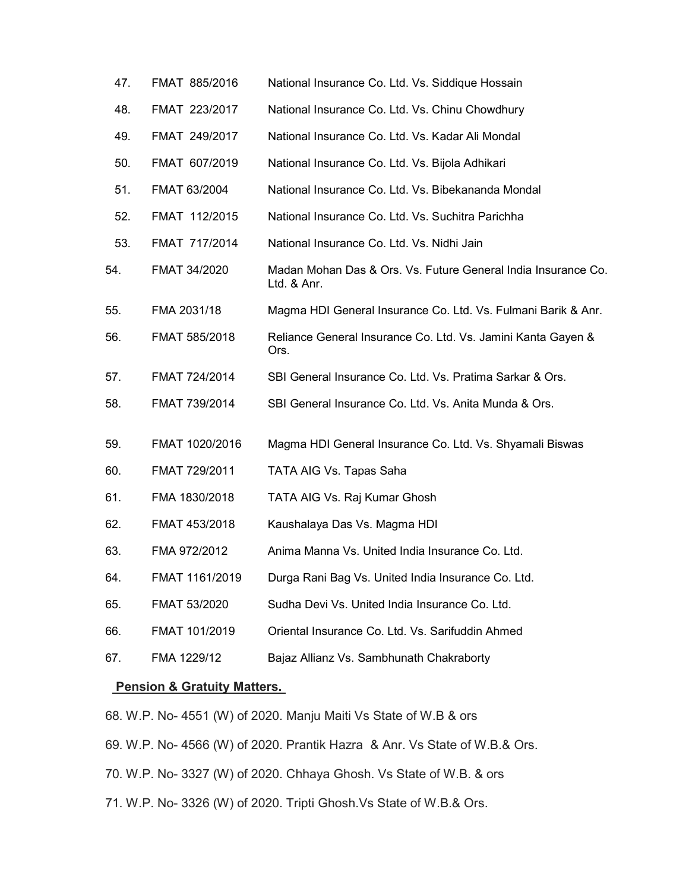| | | |
|---|---|---|
| 47. | FMAT 885/2016 | National Insurance Co. Ltd. Vs. Siddique Hossain |
| 48. | FMAT 223/2017 | National Insurance Co. Ltd. Vs. Chinu Chowdhury |
| 49. | FMAT 249/2017 | National Insurance Co. Ltd. Vs. Kadar Ali Mondal |
| 50. | FMAT 607/2019 | National Insurance Co. Ltd. Vs. Bijola Adhikari |
| 51. | FMAT 63/2004 | National Insurance Co. Ltd. Vs. Bibekananda Mondal |
| 52. | FMAT 112/2015 | National Insurance Co. Ltd. Vs. Suchitra Parichha |
| 53. | FMAT 717/2014 | National Insurance Co. Ltd. Vs. Nidhi Jain |
| 54. | FMAT 34/2020 | Madan Mohan Das & Ors. Vs. Future General India Insurance Co. Ltd. & Anr. |
| 55. | FMA 2031/18 | Magma HDI General Insurance Co. Ltd. Vs. Fulmani Barik & Anr. |
| 56. | FMAT 585/2018 | Reliance General Insurance Co. Ltd. Vs. Jamini Kanta Gayen & Ors. |
| 57. | FMAT 724/2014 | SBI General Insurance Co. Ltd. Vs. Pratima Sarkar & Ors. |
| 58. | FMAT 739/2014 | SBI General Insurance Co. Ltd. Vs. Anita Munda & Ors. |
| 59. | FMAT 1020/2016 | Magma HDI General Insurance Co. Ltd. Vs. Shyamali Biswas |
| 60. | FMAT 729/2011 | TATA AIG Vs. Tapas Saha |
| 61. | FMA 1830/2018 | TATA AIG Vs. Raj Kumar Ghosh |
| 62. | FMAT 453/2018 | Kaushalaya Das Vs. Magma HDI |
| 63. | FMA 972/2012 | Anima Manna Vs. United India Insurance Co. Ltd. |
| 64. | FMAT 1161/2019 | Durga Rani Bag Vs. United India Insurance Co. Ltd. |
| 65. | FMAT 53/2020 | Sudha Devi Vs. United India Insurance Co. Ltd. |
| 66. | FMAT 101/2019 | Oriental Insurance Co. Ltd. Vs. Sarifuddin Ahmed |
| 67. | FMA 1229/12 | Bajaz Allianz Vs. Sambhunath Chakraborty |

**Pension & Gratuity Matters.**

68. W.P. No- 4551 (W) of 2020. Manju Maiti Vs State of W.B & ors

69. W.P. No- 4566 (W) of 2020. Prantik Hazra & Anr. Vs State of W.B.& Ors.

70. W.P. No- 3327 (W) of 2020. Chhaya Ghosh. Vs State of W.B. & ors

71. W.P. No- 3326 (W) of 2020. Tripti Ghosh.Vs State of W.B.& Ors.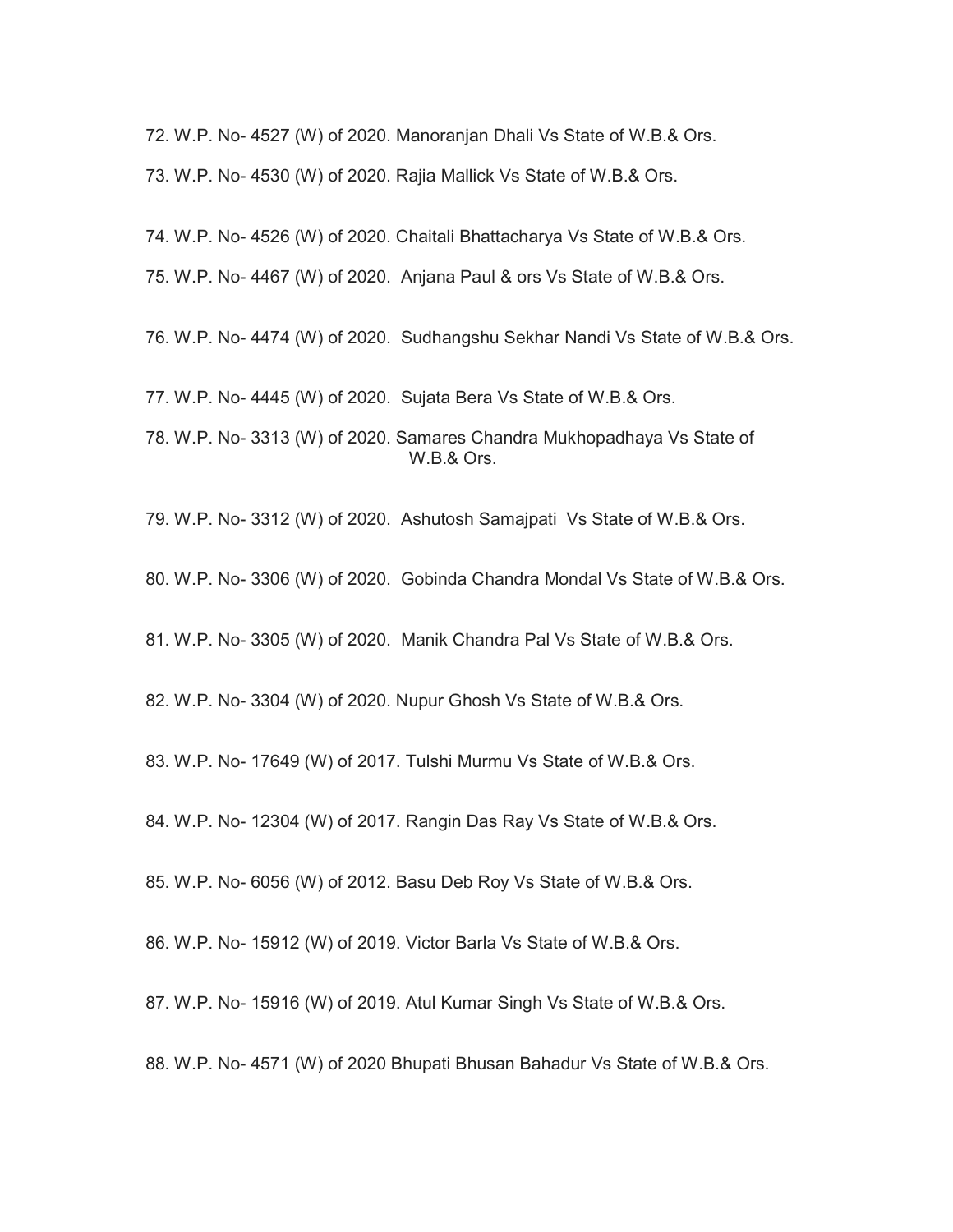72. W.P. No- 4527 (W) of 2020. Manoranjan Dhali Vs State of W.B.& Ors.

73. W.P. No- 4530 (W) of 2020. Rajia Mallick Vs State of W.B.& Ors.

74. W.P. No- 4526 (W) of 2020. Chaitali Bhattacharya Vs State of W.B.& Ors.

75. W.P. No- 4467 (W) of 2020. Anjana Paul & ors Vs State of W.B.& Ors.

76. W.P. No- 4474 (W) of 2020. Sudhangshu Sekhar Nandi Vs State of W.B.& Ors.

77. W.P. No- 4445 (W) of 2020. Sujata Bera Vs State of W.B.& Ors.

78. W.P. No- 3313 (W) of 2020. Samares Chandra Mukhopadhaya Vs State of W.B.& Ors.

79. W.P. No- 3312 (W) of 2020. Ashutosh Samajpati Vs State of W.B.& Ors.

80. W.P. No- 3306 (W) of 2020. Gobinda Chandra Mondal Vs State of W.B.& Ors.

81. W.P. No- 3305 (W) of 2020. Manik Chandra Pal Vs State of W.B.& Ors.

82. W.P. No- 3304 (W) of 2020. Nupur Ghosh Vs State of W.B.& Ors.

83. W.P. No- 17649 (W) of 2017. Tulshi Murmu Vs State of W.B.& Ors.

84. W.P. No- 12304 (W) of 2017. Rangin Das Ray Vs State of W.B.& Ors.

85. W.P. No- 6056 (W) of 2012. Basu Deb Roy Vs State of W.B.& Ors.

86. W.P. No- 15912 (W) of 2019. Victor Barla Vs State of W.B.& Ors.

87. W.P. No- 15916 (W) of 2019. Atul Kumar Singh Vs State of W.B.& Ors.

88. W.P. No- 4571 (W) of 2020 Bhupati Bhusan Bahadur Vs State of W.B.& Ors.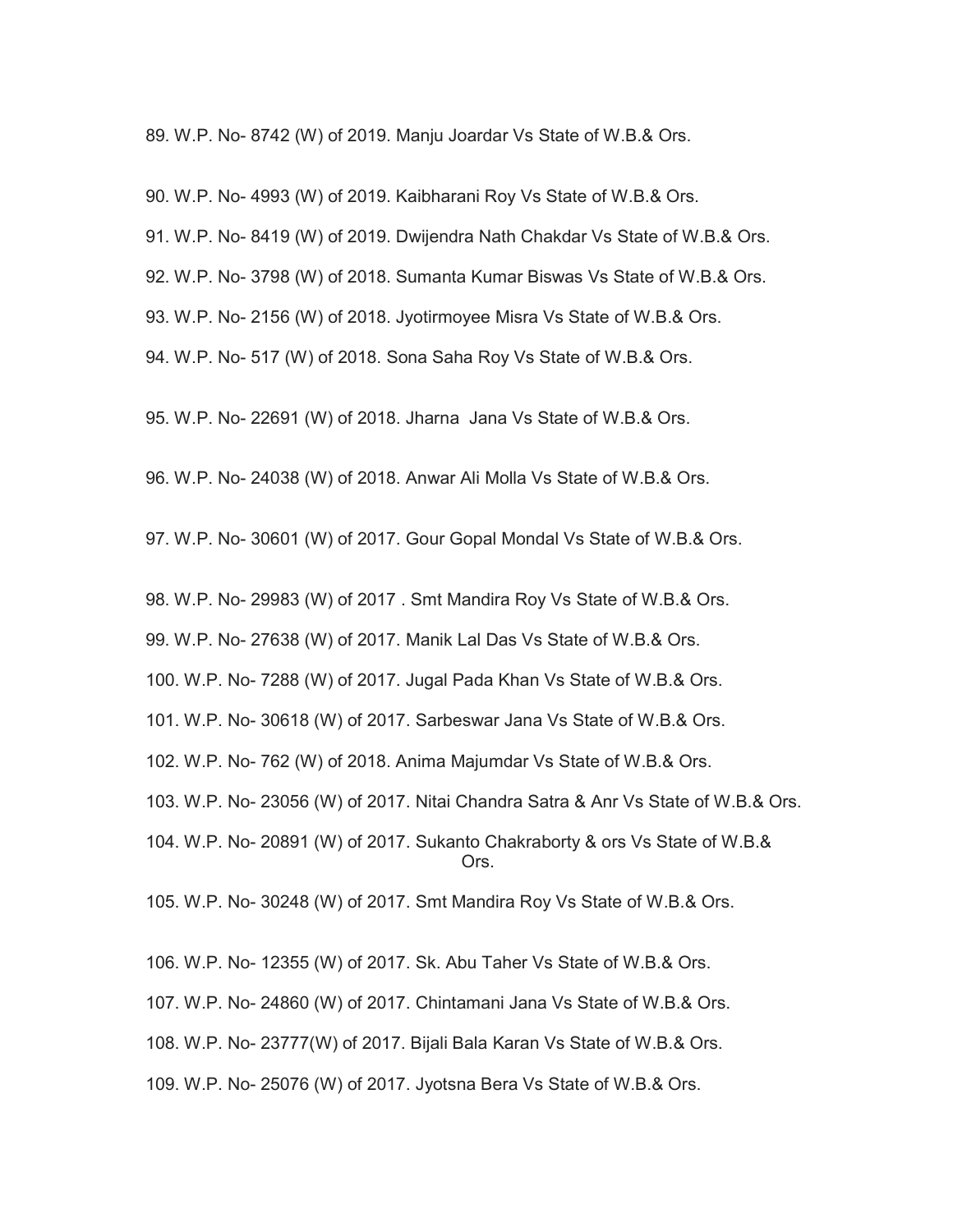89. W.P. No- 8742 (W) of 2019. Manju Joardar Vs State of W.B.& Ors.

90. W.P. No- 4993 (W) of 2019. Kaibharani Roy Vs State of W.B.& Ors.

91. W.P. No- 8419 (W) of 2019. Dwijendra Nath Chakdar Vs State of W.B.& Ors.

92. W.P. No- 3798 (W) of 2018. Sumanta Kumar Biswas Vs State of W.B.& Ors.

93. W.P. No- 2156 (W) of 2018. Jyotirmoyee Misra Vs State of W.B.& Ors.

94. W.P. No- 517 (W) of 2018. Sona Saha Roy Vs State of W.B.& Ors.

95. W.P. No- 22691 (W) of 2018. Jharna Jana Vs State of W.B.& Ors.

96. W.P. No- 24038 (W) of 2018. Anwar Ali Molla Vs State of W.B.& Ors.

97. W.P. No- 30601 (W) of 2017. Gour Gopal Mondal Vs State of W.B.& Ors.

98. W.P. No- 29983 (W) of 2017 . Smt Mandira Roy Vs State of W.B.& Ors.

99. W.P. No- 27638 (W) of 2017. Manik Lal Das Vs State of W.B.& Ors.

100. W.P. No- 7288 (W) of 2017. Jugal Pada Khan Vs State of W.B.& Ors.

101. W.P. No- 30618 (W) of 2017. Sarbeswar Jana Vs State of W.B.& Ors.

102. W.P. No- 762 (W) of 2018. Anima Majumdar Vs State of W.B.& Ors.

103. W.P. No- 23056 (W) of 2017. Nitai Chandra Satra & Anr Vs State of W.B.& Ors.

104. W.P. No- 20891 (W) of 2017. Sukanto Chakraborty & ors Vs State of W.B.& Ors.

105. W.P. No- 30248 (W) of 2017. Smt Mandira Roy Vs State of W.B.& Ors.

106. W.P. No- 12355 (W) of 2017. Sk. Abu Taher Vs State of W.B.& Ors.

107. W.P. No- 24860 (W) of 2017. Chintamani Jana Vs State of W.B.& Ors.

108. W.P. No- 23777(W) of 2017. Bijali Bala Karan Vs State of W.B.& Ors.

109. W.P. No- 25076 (W) of 2017. Jyotsna Bera Vs State of W.B.& Ors.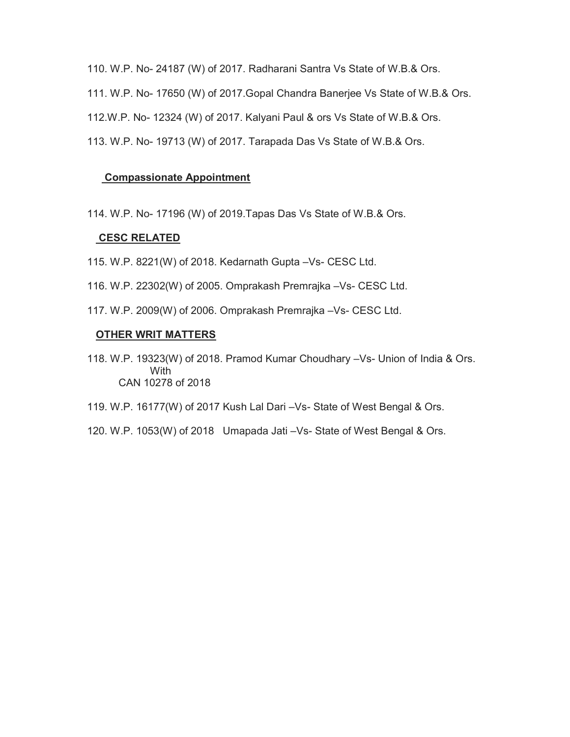110. W.P. No- 24187 (W) of 2017. Radharani Santra Vs State of W.B.& Ors.

111. W.P. No- 17650 (W) of 2017.Gopal Chandra Banerjee Vs State of W.B.& Ors.

112.W.P. No- 12324 (W) of 2017. Kalyani Paul & ors Vs State of W.B.& Ors.

113. W.P. No- 19713 (W) of 2017. Tarapada Das Vs State of W.B.& Ors.

**Compassionate Appointment**

114. W.P. No- 17196 (W) of 2019.Tapas Das Vs State of W.B.& Ors.

**CESC RELATED**

115. W.P. 8221(W) of 2018. Kedarnath Gupta –Vs- CESC Ltd.

116. W.P. 22302(W) of 2005. Omprakash Premrajka –Vs- CESC Ltd.

117. W.P. 2009(W) of 2006. Omprakash Premrajka –Vs- CESC Ltd.

**OTHER WRIT MATTERS**

118. W.P. 19323(W) of 2018. Pramod Kumar Choudhary –Vs- Union of India & Ors.
With
CAN 10278 of 2018

119. W.P. 16177(W) of 2017 Kush Lal Dari –Vs- State of West Bengal & Ors.

120. W.P. 1053(W) of 2018 Umapada Jati –Vs- State of West Bengal & Ors.